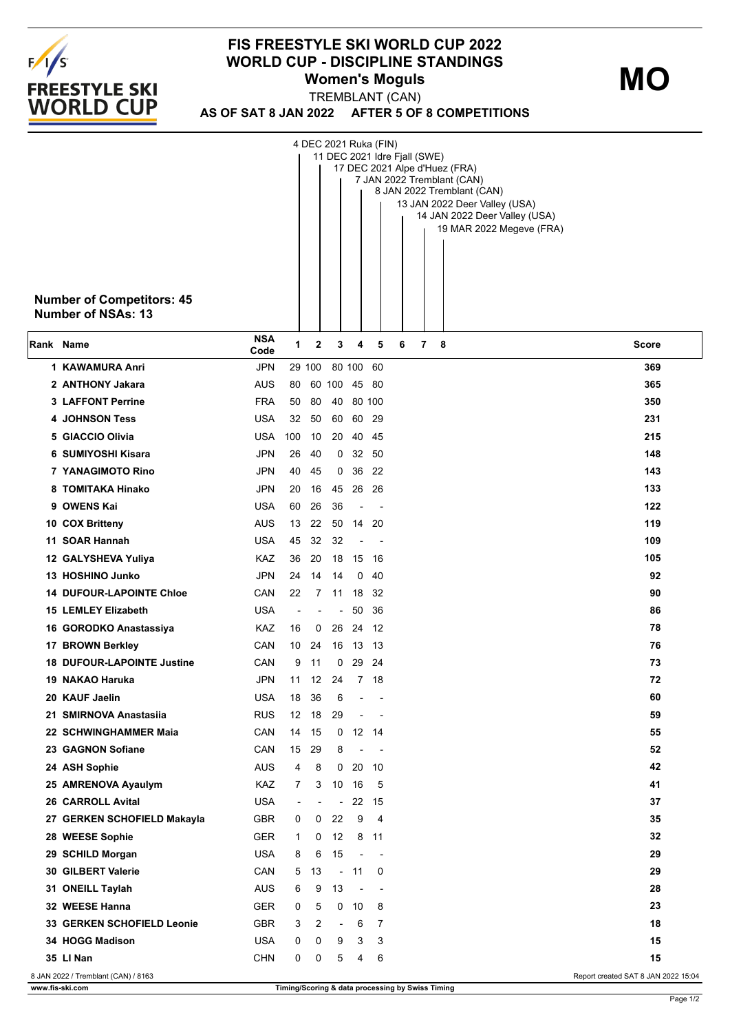# FIS FREESTYLE SKI WORLD CUP 2022
## WORLD CUP - DISCIPLINE STANDINGS
### Women's Moguls

**MO**

TREMBLANT (CAN)

**AS OF SAT 8 JAN 2022 AFTER 5 OF 8 COMPETITIONS**

1. 4 DEC 2021 Ruka (FIN)
2. 11 DEC 2021 Idre Fjall (SWE)
3. 17 DEC 2021 Alpe d'Huez (FRA)
4. 7 JAN 2022 Tremblant (CAN)
5. 8 JAN 2022 Tremblant (CAN)
6. 13 JAN 2022 Deer Valley (USA)
7. 14 JAN 2022 Deer Valley (USA)
8. 19 MAR 2022 Megeve (FRA)

**Number of Competitors: 45**
**Number of NSAs: 13**

| Rank | Name | NSA Code | 1 | 2 | 3 | 4 | 5 | 6 | 7 | 8 | Score |
|---|---|---|---|---|---|---|---|---|---|---|---|
| 1 | KAWAMURA Anri | JPN | 29 | 100 | 80 | 100 | 60 | | | | 369 |
| 2 | ANTHONY Jakara | AUS | 80 | 60 | 100 | 45 | 80 | | | | 365 |
| 3 | LAFFONT Perrine | FRA | 50 | 80 | 40 | 80 | 100 | | | | 350 |
| 4 | JOHNSON Tess | USA | 32 | 50 | 60 | 60 | 29 | | | | 231 |
| 5 | GIACCIO Olivia | USA | 100 | 10 | 20 | 40 | 45 | | | | 215 |
| 6 | SUMIYOSHI Kisara | JPN | 26 | 40 | 0 | 32 | 50 | | | | 148 |
| 7 | YANAGIMOTO Rino | JPN | 40 | 45 | 0 | 36 | 22 | | | | 143 |
| 8 | TOMITAKA Hinako | JPN | 20 | 16 | 45 | 26 | 26 | | | | 133 |
| 9 | OWENS Kai | USA | 60 | 26 | 36 | - | - | | | | 122 |
| 10 | COX Britteny | AUS | 13 | 22 | 50 | 14 | 20 | | | | 119 |
| 11 | SOAR Hannah | USA | 45 | 32 | 32 | - | - | | | | 109 |
| 12 | GALYSHEVA Yuliya | KAZ | 36 | 20 | 18 | 15 | 16 | | | | 105 |
| 13 | HOSHINO Junko | JPN | 24 | 14 | 14 | 0 | 40 | | | | 92 |
| 14 | DUFOUR-LAPOINTE Chloe | CAN | 22 | 7 | 11 | 18 | 32 | | | | 90 |
| 15 | LEMLEY Elizabeth | USA | - | - | - | 50 | 36 | | | | 86 |
| 16 | GORODKO Anastassiya | KAZ | 16 | 0 | 26 | 24 | 12 | | | | 78 |
| 17 | BROWN Berkley | CAN | 10 | 24 | 16 | 13 | 13 | | | | 76 |
| 18 | DUFOUR-LAPOINTE Justine | CAN | 9 | 11 | 0 | 29 | 24 | | | | 73 |
| 19 | NAKAO Haruka | JPN | 11 | 12 | 24 | 7 | 18 | | | | 72 |
| 20 | KAUF Jaelin | USA | 18 | 36 | 6 | - | - | | | | 60 |
| 21 | SMIRNOVA Anastasiia | RUS | 12 | 18 | 29 | - | - | | | | 59 |
| 22 | SCHWINGHAMMER Maia | CAN | 14 | 15 | 0 | 12 | 14 | | | | 55 |
| 23 | GAGNON Sofiane | CAN | 15 | 29 | 8 | - | - | | | | 52 |
| 24 | ASH Sophie | AUS | 4 | 8 | 0 | 20 | 10 | | | | 42 |
| 25 | AMRENOVA Ayaulym | KAZ | 7 | 3 | 10 | 16 | 5 | | | | 41 |
| 26 | CARROLL Avital | USA | - | - | - | 22 | 15 | | | | 37 |
| 27 | GERKEN SCHOFIELD Makayla | GBR | 0 | 0 | 22 | 9 | 4 | | | | 35 |
| 28 | WEESE Sophie | GER | 1 | 0 | 12 | 8 | 11 | | | | 32 |
| 29 | SCHILD Morgan | USA | 8 | 6 | 15 | - | - | | | | 29 |
| 30 | GILBERT Valerie | CAN | 5 | 13 | - | 11 | 0 | | | | 29 |
| 31 | ONEILL Taylah | AUS | 6 | 9 | 13 | - | - | | | | 28 |
| 32 | WEESE Hanna | GER | 0 | 5 | 0 | 10 | 8 | | | | 23 |
| 33 | GERKEN SCHOFIELD Leonie | GBR | 3 | 2 | - | 6 | 7 | | | | 18 |
| 34 | HOGG Madison | USA | 0 | 0 | 9 | 3 | 3 | | | | 15 |
| 35 | LI Nan | CHN | 0 | 0 | 5 | 4 | 6 | | | | 15 |

8 JAN 2022 / Tremblant (CAN) / 8163

Report created SAT 8 JAN 2022 15:04

www.fis-ski.com

Timing/Scoring & data processing by Swiss Timing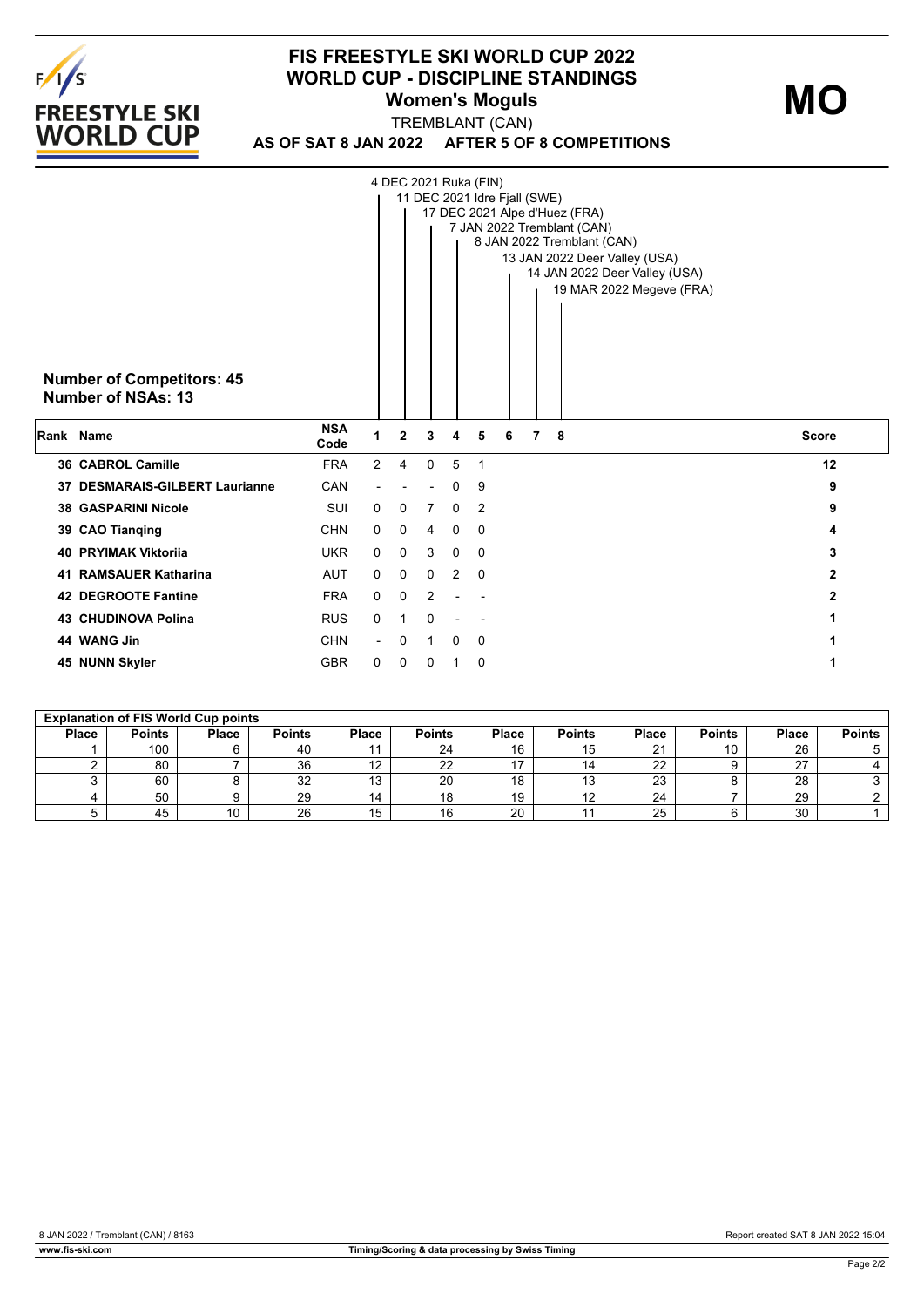# FIS FREESTYLE SKI WORLD CUP 2022
## WORLD CUP - DISCIPLINE STANDINGS
### Women's Moguls

TREMBLANT (CAN)

**AS OF SAT 8 JAN 2022 AFTER 5 OF 8 COMPETITIONS**

**MO**

1. 4 DEC 2021 Ruka (FIN)
2. 11 DEC 2021 Idre Fjall (SWE)
3. 17 DEC 2021 Alpe d'Huez (FRA)
4. 7 JAN 2022 Tremblant (CAN)
5. 8 JAN 2022 Tremblant (CAN)
6. 13 JAN 2022 Deer Valley (USA)
7. 14 JAN 2022 Deer Valley (USA)
8. 19 MAR 2022 Megeve (FRA)

**Number of Competitors: 45**
**Number of NSAs: 13**

| Rank | Name | NSA Code | 1 | 2 | 3 | 4 | 5 | 6 | 7 | 8 | Score |
|---|---|---|---|---|---|---|---|---|---|---|---|
| 36 | CABROL Camille | FRA | 2 | 4 | 0 | 5 | 1 | | | | 12 |
| 37 | DESMARAIS-GILBERT Laurianne | CAN | - | - | - | 0 | 9 | | | | 9 |
| 38 | GASPARINI Nicole | SUI | 0 | 0 | 7 | 0 | 2 | | | | 9 |
| 39 | CAO Tianqing | CHN | 0 | 0 | 4 | 0 | 0 | | | | 4 |
| 40 | PRYIMAK Viktoriia | UKR | 0 | 0 | 3 | 0 | 0 | | | | 3 |
| 41 | RAMSAUER Katharina | AUT | 0 | 0 | 0 | 2 | 0 | | | | 2 |
| 42 | DEGROOTE Fantine | FRA | 0 | 0 | 2 | - | - | | | | 2 |
| 43 | CHUDINOVA Polina | RUS | 0 | 1 | 0 | - | - | | | | 1 |
| 44 | WANG Jin | CHN | - | 0 | 1 | 0 | 0 | | | | 1 |
| 45 | NUNN Skyler | GBR | 0 | 0 | 0 | 1 | 0 | | | | 1 |

**Explanation of FIS World Cup points**

| Place | Points | Place | Points | Place | Points | Place | Points | Place | Points | Place | Points |
|---|---|---|---|---|---|---|---|---|---|---|---|
| 1 | 100 | 6 | 40 | 11 | 24 | 16 | 15 | 21 | 10 | 26 | 5 |
| 2 | 80 | 7 | 36 | 12 | 22 | 17 | 14 | 22 | 9 | 27 | 4 |
| 3 | 60 | 8 | 32 | 13 | 20 | 18 | 13 | 23 | 8 | 28 | 3 |
| 4 | 50 | 9 | 29 | 14 | 18 | 19 | 12 | 24 | 7 | 29 | 2 |
| 5 | 45 | 10 | 26 | 15 | 16 | 20 | 11 | 25 | 6 | 30 | 1 |

8 JAN 2022 / Tremblant (CAN) / 8163 — Report created SAT 8 JAN 2022 15:04

www.fis-ski.com — Timing/Scoring & data processing by Swiss Timing